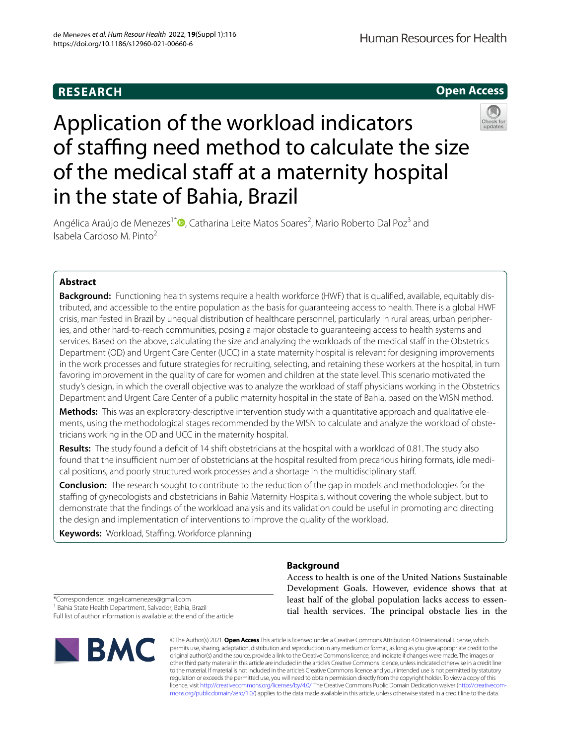RESEARCH

Open Access

# Application of the workload indicators of staffing need method to calculate the size of the medical staff at a maternity hospital in the state of Bahia, Brazil

Angélica Araújo de Menezes[1*], Catharina Leite Matos Soares[2], Mario Roberto Dal Poz[3] and Isabela Cardoso M. Pinto[2]

## Abstract

**Background:** Functioning health systems require a health workforce (HWF) that is qualified, available, equitably distributed, and accessible to the entire population as the basis for guaranteeing access to health. There is a global HWF crisis, manifested in Brazil by unequal distribution of healthcare personnel, particularly in rural areas, urban peripheries, and other hard-to-reach communities, posing a major obstacle to guaranteeing access to health systems and services. Based on the above, calculating the size and analyzing the workloads of the medical staff in the Obstetrics Department (OD) and Urgent Care Center (UCC) in a state maternity hospital is relevant for designing improvements in the work processes and future strategies for recruiting, selecting, and retaining these workers at the hospital, in turn favoring improvement in the quality of care for women and children at the state level. This scenario motivated the study's design, in which the overall objective was to analyze the workload of staff physicians working in the Obstetrics Department and Urgent Care Center of a public maternity hospital in the state of Bahia, based on the WISN method.

**Methods:** This was an exploratory-descriptive intervention study with a quantitative approach and qualitative elements, using the methodological stages recommended by the WISN to calculate and analyze the workload of obstetricians working in the OD and UCC in the maternity hospital.

**Results:** The study found a deficit of 14 shift obstetricians at the hospital with a workload of 0.81. The study also found that the insufficient number of obstetricians at the hospital resulted from precarious hiring formats, idle medical positions, and poorly structured work processes and a shortage in the multidisciplinary staff.

**Conclusion:** The research sought to contribute to the reduction of the gap in models and methodologies for the staffing of gynecologists and obstetricians in Bahia Maternity Hospitals, without covering the whole subject, but to demonstrate that the findings of the workload analysis and its validation could be useful in promoting and directing the design and implementation of interventions to improve the quality of the workload.

**Keywords:** Workload, Staffing, Workforce planning

## Background

Access to health is one of the United Nations Sustainable Development Goals. However, evidence shows that at least half of the global population lacks access to essential health services. The principal obstacle lies in the

*Correspondence: angelicamenezes@gmail.com
[1] Bahia State Health Department, Salvador, Bahia, Brazil
Full list of author information is available at the end of the article

© The Author(s) 2021. **Open Access** This article is licensed under a Creative Commons Attribution 4.0 International License, which permits use, sharing, adaptation, distribution and reproduction in any medium or format, as long as you give appropriate credit to the original author(s) and the source, provide a link to the Creative Commons licence, and indicate if changes were made. The images or other third party material in this article are included in the article's Creative Commons licence, unless indicated otherwise in a credit line to the material. If material is not included in the article's Creative Commons licence and your intended use is not permitted by statutory regulation or exceeds the permitted use, you will need to obtain permission directly from the copyright holder. To view a copy of this licence, visit http://creativecommons.org/licenses/by/4.0/. The Creative Commons Public Domain Dedication waiver (http://creativecommons.org/publicdomain/zero/1.0/) applies to the data made available in this article, unless otherwise stated in a credit line to the data.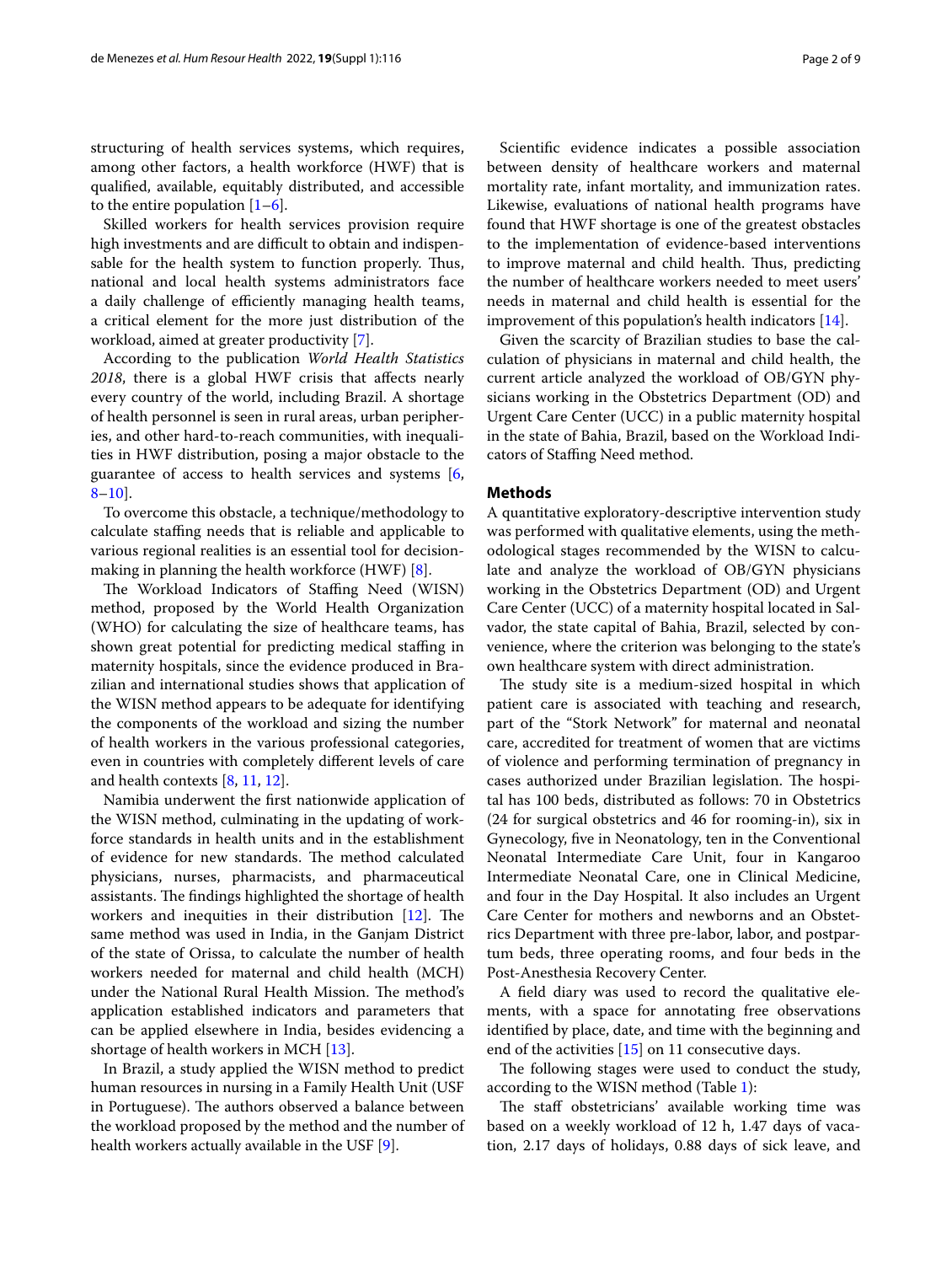structuring of health services systems, which requires, among other factors, a health workforce (HWF) that is qualified, available, equitably distributed, and accessible to the entire population [1–6].

Skilled workers for health services provision require high investments and are difficult to obtain and indispensable for the health system to function properly. Thus, national and local health systems administrators face a daily challenge of efficiently managing health teams, a critical element for the more just distribution of the workload, aimed at greater productivity [7].

According to the publication *World Health Statistics 2018*, there is a global HWF crisis that affects nearly every country of the world, including Brazil. A shortage of health personnel is seen in rural areas, urban peripheries, and other hard-to-reach communities, with inequalities in HWF distribution, posing a major obstacle to the guarantee of access to health services and systems [6, 8–10].

To overcome this obstacle, a technique/methodology to calculate staffing needs that is reliable and applicable to various regional realities is an essential tool for decision-making in planning the health workforce (HWF) [8].

The Workload Indicators of Staffing Need (WISN) method, proposed by the World Health Organization (WHO) for calculating the size of healthcare teams, has shown great potential for predicting medical staffing in maternity hospitals, since the evidence produced in Brazilian and international studies shows that application of the WISN method appears to be adequate for identifying the components of the workload and sizing the number of health workers in the various professional categories, even in countries with completely different levels of care and health contexts [8, 11, 12].

Namibia underwent the first nationwide application of the WISN method, culminating in the updating of workforce standards in health units and in the establishment of evidence for new standards. The method calculated physicians, nurses, pharmacists, and pharmaceutical assistants. The findings highlighted the shortage of health workers and inequities in their distribution [12]. The same method was used in India, in the Ganjam District of the state of Orissa, to calculate the number of health workers needed for maternal and child health (MCH) under the National Rural Health Mission. The method's application established indicators and parameters that can be applied elsewhere in India, besides evidencing a shortage of health workers in MCH [13].

In Brazil, a study applied the WISN method to predict human resources in nursing in a Family Health Unit (USF in Portuguese). The authors observed a balance between the workload proposed by the method and the number of health workers actually available in the USF [9].

Scientific evidence indicates a possible association between density of healthcare workers and maternal mortality rate, infant mortality, and immunization rates. Likewise, evaluations of national health programs have found that HWF shortage is one of the greatest obstacles to the implementation of evidence-based interventions to improve maternal and child health. Thus, predicting the number of healthcare workers needed to meet users' needs in maternal and child health is essential for the improvement of this population's health indicators [14].

Given the scarcity of Brazilian studies to base the calculation of physicians in maternal and child health, the current article analyzed the workload of OB/GYN physicians working in the Obstetrics Department (OD) and Urgent Care Center (UCC) in a public maternity hospital in the state of Bahia, Brazil, based on the Workload Indicators of Staffing Need method.

## Methods

A quantitative exploratory-descriptive intervention study was performed with qualitative elements, using the methodological stages recommended by the WISN to calculate and analyze the workload of OB/GYN physicians working in the Obstetrics Department (OD) and Urgent Care Center (UCC) of a maternity hospital located in Salvador, the state capital of Bahia, Brazil, selected by convenience, where the criterion was belonging to the state's own healthcare system with direct administration.

The study site is a medium-sized hospital in which patient care is associated with teaching and research, part of the "Stork Network" for maternal and neonatal care, accredited for treatment of women that are victims of violence and performing termination of pregnancy in cases authorized under Brazilian legislation. The hospital has 100 beds, distributed as follows: 70 in Obstetrics (24 for surgical obstetrics and 46 for rooming-in), six in Gynecology, five in Neonatology, ten in the Conventional Neonatal Intermediate Care Unit, four in Kangaroo Intermediate Neonatal Care, one in Clinical Medicine, and four in the Day Hospital. It also includes an Urgent Care Center for mothers and newborns and an Obstetrics Department with three pre-labor, labor, and postpartum beds, three operating rooms, and four beds in the Post-Anesthesia Recovery Center.

A field diary was used to record the qualitative elements, with a space for annotating free observations identified by place, date, and time with the beginning and end of the activities [15] on 11 consecutive days.

The following stages were used to conduct the study, according to the WISN method (Table 1):

The staff obstetricians' available working time was based on a weekly workload of 12 h, 1.47 days of vacation, 2.17 days of holidays, 0.88 days of sick leave, and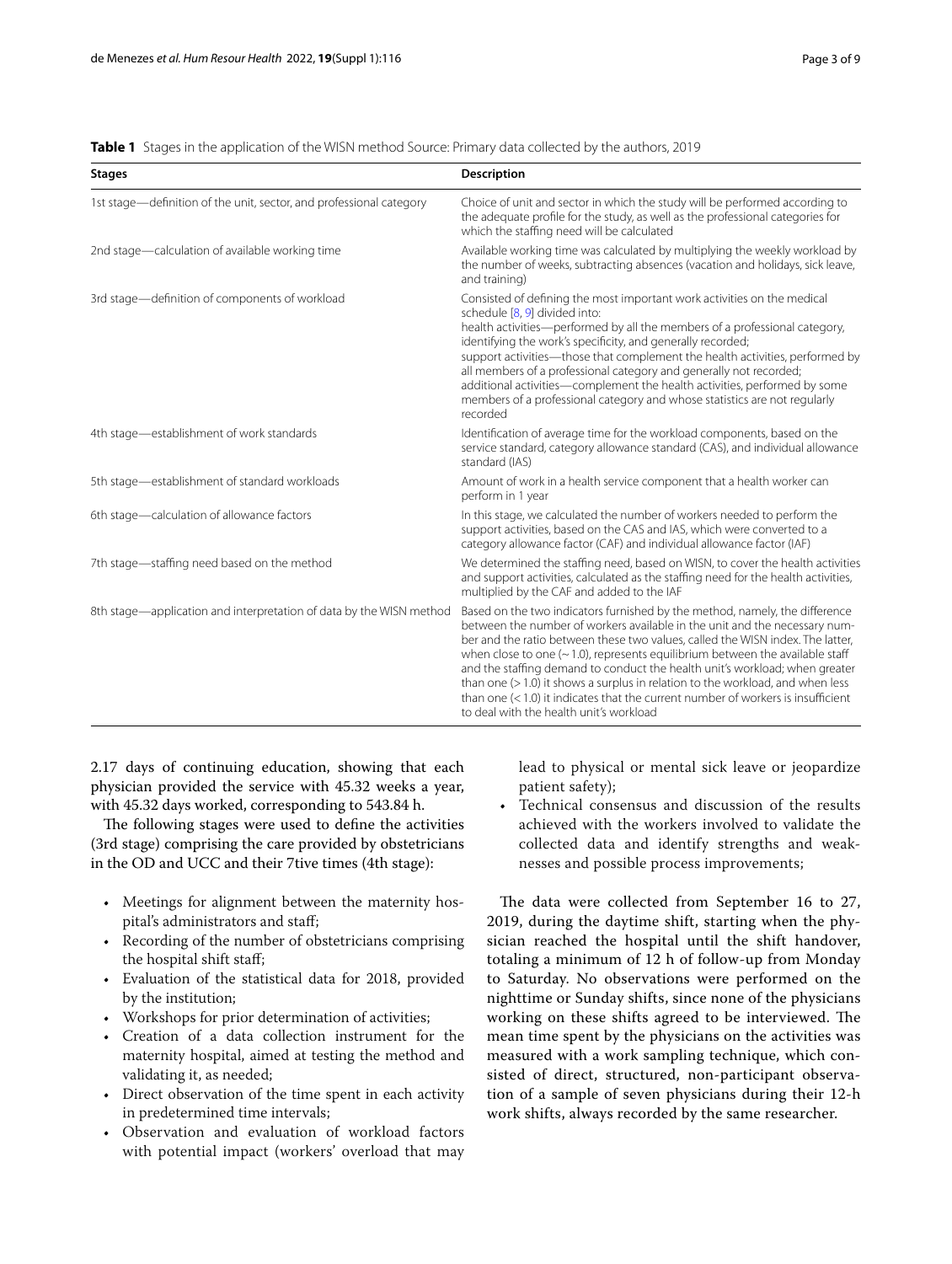**Table 1** Stages in the application of the WISN method Source: Primary data collected by the authors, 2019

| Stages | Description |
| --- | --- |
| 1st stage—definition of the unit, sector, and professional category | Choice of unit and sector in which the study will be performed according to the adequate profile for the study, as well as the professional categories for which the staffing need will be calculated |
| 2nd stage—calculation of available working time | Available working time was calculated by multiplying the weekly workload by the number of weeks, subtracting absences (vacation and holidays, sick leave, and training) |
| 3rd stage—definition of components of workload | Consisted of defining the most important work activities on the medical schedule [8, 9] divided into: health activities—performed by all the members of a professional category, identifying the work's specificity, and generally recorded; support activities—those that complement the health activities, performed by all members of a professional category and generally not recorded; additional activities—complement the health activities, performed by some members of a professional category and whose statistics are not regularly recorded |
| 4th stage—establishment of work standards | Identification of average time for the workload components, based on the service standard, category allowance standard (CAS), and individual allowance standard (IAS) |
| 5th stage—establishment of standard workloads | Amount of work in a health service component that a health worker can perform in 1 year |
| 6th stage—calculation of allowance factors | In this stage, we calculated the number of workers needed to perform the support activities, based on the CAS and IAS, which were converted to a category allowance factor (CAF) and individual allowance factor (IAF) |
| 7th stage—staffing need based on the method | We determined the staffing need, based on WISN, to cover the health activities and support activities, calculated as the staffing need for the health activities, multiplied by the CAF and added to the IAF |
| 8th stage—application and interpretation of data by the WISN method | Based on the two indicators furnished by the method, namely, the difference between the number of workers available in the unit and the necessary number and the ratio between these two values, called the WISN index. The latter, when close to one (~ 1.0), represents equilibrium between the available staff and the staffing demand to conduct the health unit's workload; when greater than one (> 1.0) it shows a surplus in relation to the workload, and when less than one (< 1.0) it indicates that the current number of workers is insufficient to deal with the health unit's workload |

2.17 days of continuing education, showing that each physician provided the service with 45.32 weeks a year, with 45.32 days worked, corresponding to 543.84 h.

The following stages were used to define the activities (3rd stage) comprising the care provided by obstetricians in the OD and UCC and their 7tive times (4th stage):

- Meetings for alignment between the maternity hospital's administrators and staff;
- Recording of the number of obstetricians comprising the hospital shift staff;
- Evaluation of the statistical data for 2018, provided by the institution;
- Workshops for prior determination of activities;
- Creation of a data collection instrument for the maternity hospital, aimed at testing the method and validating it, as needed;
- Direct observation of the time spent in each activity in predetermined time intervals;
- Observation and evaluation of workload factors with potential impact (workers' overload that may lead to physical or mental sick leave or jeopardize patient safety);
- Technical consensus and discussion of the results achieved with the workers involved to validate the collected data and identify strengths and weaknesses and possible process improvements;

The data were collected from September 16 to 27, 2019, during the daytime shift, starting when the physician reached the hospital until the shift handover, totaling a minimum of 12 h of follow-up from Monday to Saturday. No observations were performed on the nighttime or Sunday shifts, since none of the physicians working on these shifts agreed to be interviewed. The mean time spent by the physicians on the activities was measured with a work sampling technique, which consisted of direct, structured, non-participant observation of a sample of seven physicians during their 12-h work shifts, always recorded by the same researcher.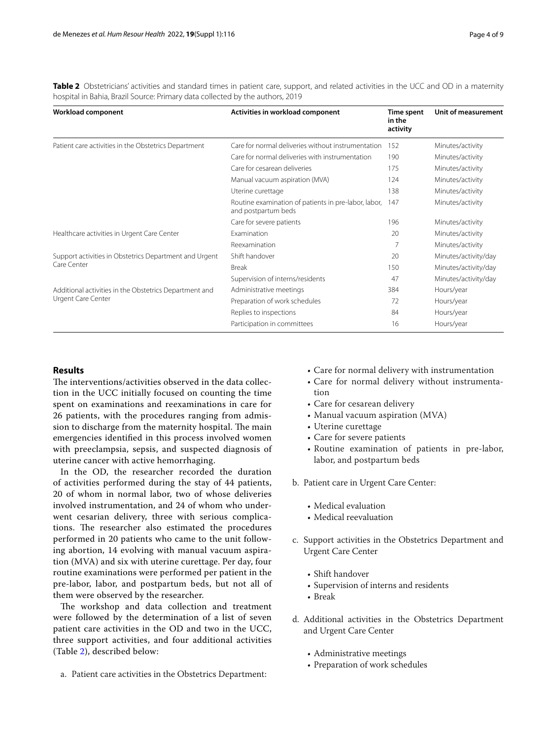**Table 2** Obstetricians' activities and standard times in patient care, support, and related activities in the UCC and OD in a maternity hospital in Bahia, Brazil Source: Primary data collected by the authors, 2019

| Workload component | Activities in workload component | Time spent in the activity | Unit of measurement |
|---|---|---|---|
| Patient care activities in the Obstetrics Department | Care for normal deliveries without instrumentation | 152 | Minutes/activity |
| | Care for normal deliveries with instrumentation | 190 | Minutes/activity |
| | Care for cesarean deliveries | 175 | Minutes/activity |
| | Manual vacuum aspiration (MVA) | 124 | Minutes/activity |
| | Uterine curettage | 138 | Minutes/activity |
| | Routine examination of patients in pre-labor, labor, and postpartum beds | 147 | Minutes/activity |
| | Care for severe patients | 196 | Minutes/activity |
| Healthcare activities in Urgent Care Center | Examination | 20 | Minutes/activity |
| | Reexamination | 7 | Minutes/activity |
| Support activities in Obstetrics Department and Urgent Care Center | Shift handover | 20 | Minutes/activity/day |
| | Break | 150 | Minutes/activity/day |
| | Supervision of interns/residents | 47 | Minutes/activity/day |
| Additional activities in the Obstetrics Department and Urgent Care Center | Administrative meetings | 384 | Hours/year |
| | Preparation of work schedules | 72 | Hours/year |
| | Replies to inspections | 84 | Hours/year |
| | Participation in committees | 16 | Hours/year |

## Results

The interventions/activities observed in the data collection in the UCC initially focused on counting the time spent on examinations and reexaminations in care for 26 patients, with the procedures ranging from admission to discharge from the maternity hospital. The main emergencies identified in this process involved women with preeclampsia, sepsis, and suspected diagnosis of uterine cancer with active hemorrhaging.

In the OD, the researcher recorded the duration of activities performed during the stay of 44 patients, 20 of whom in normal labor, two of whose deliveries involved instrumentation, and 24 of whom who underwent cesarian delivery, three with serious complications. The researcher also estimated the procedures performed in 20 patients who came to the unit following abortion, 14 evolving with manual vacuum aspiration (MVA) and six with uterine curettage. Per day, four routine examinations were performed per patient in the pre-labor, labor, and postpartum beds, but not all of them were observed by the researcher.

The workshop and data collection and treatment were followed by the determination of a list of seven patient care activities in the OD and two in the UCC, three support activities, and four additional activities (Table 2), described below:

a. Patient care activities in the Obstetrics Department:
    - Care for normal delivery with instrumentation
    - Care for normal delivery without instrumentation
    - Care for cesarean delivery
    - Manual vacuum aspiration (MVA)
    - Uterine curettage
    - Care for severe patients
    - Routine examination of patients in pre-labor, labor, and postpartum beds
b. Patient care in Urgent Care Center:
    - Medical evaluation
    - Medical reevaluation
c. Support activities in the Obstetrics Department and Urgent Care Center
    - Shift handover
    - Supervision of interns and residents
    - Break
d. Additional activities in the Obstetrics Department and Urgent Care Center
    - Administrative meetings
    - Preparation of work schedules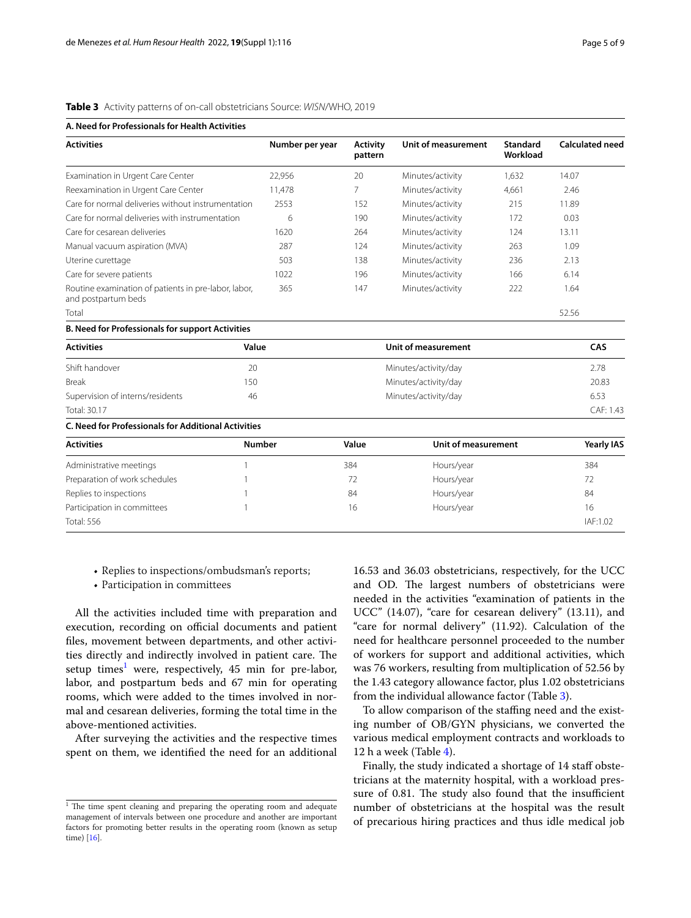**Table 3** Activity patterns of on-call obstetricians Source: *WISN*/WHO, 2019

**A. Need for Professionals for Health Activities**

| Activities | Number per year | Activity pattern | Unit of measurement | Standard Workload | Calculated need |
|---|---|---|---|---|---|
| Examination in Urgent Care Center | 22,956 | 20 | Minutes/activity | 1,632 | 14.07 |
| Reexamination in Urgent Care Center | 11,478 | 7 | Minutes/activity | 4,661 | 2.46 |
| Care for normal deliveries without instrumentation | 2553 | 152 | Minutes/activity | 215 | 11.89 |
| Care for normal deliveries with instrumentation | 6 | 190 | Minutes/activity | 172 | 0.03 |
| Care for cesarean deliveries | 1620 | 264 | Minutes/activity | 124 | 13.11 |
| Manual vacuum aspiration (MVA) | 287 | 124 | Minutes/activity | 263 | 1.09 |
| Uterine curettage | 503 | 138 | Minutes/activity | 236 | 2.13 |
| Care for severe patients | 1022 | 196 | Minutes/activity | 166 | 6.14 |
| Routine examination of patients in pre-labor, labor, and postpartum beds | 365 | 147 | Minutes/activity | 222 | 1.64 |
| Total | | | | | 52.56 |

**B. Need for Professionals for support Activities**

| Activities | Value | Unit of measurement | CAS |
|---|---|---|---|
| Shift handover | 20 | Minutes/activity/day | 2.78 |
| Break | 150 | Minutes/activity/day | 20.83 |
| Supervision of interns/residents | 46 | Minutes/activity/day | 6.53 |
| Total: 30.17 | | | CAF: 1.43 |

**C. Need for Professionals for Additional Activities**

| Activities | Number | Value | Unit of measurement | Yearly IAS |
|---|---|---|---|---|
| Administrative meetings | 1 | 384 | Hours/year | 384 |
| Preparation of work schedules | 1 | 72 | Hours/year | 72 |
| Replies to inspections | 1 | 84 | Hours/year | 84 |
| Participation in committees | 1 | 16 | Hours/year | 16 |
| Total: 556 | | | | IAF:1.02 |

- Replies to inspections/ombudsman's reports;
- Participation in committees

All the activities included time with preparation and execution, recording on official documents and patient files, movement between departments, and other activities directly and indirectly involved in patient care. The setup times[1] were, respectively, 45 min for pre-labor, labor, and postpartum beds and 67 min for operating rooms, which were added to the times involved in normal and cesarean deliveries, forming the total time in the above-mentioned activities.

After surveying the activities and the respective times spent on them, we identified the need for an additional 16.53 and 36.03 obstetricians, respectively, for the UCC and OD. The largest numbers of obstetricians were needed in the activities "examination of patients in the UCC" (14.07), "care for cesarean delivery" (13.11), and "care for normal delivery" (11.92). Calculation of the need for healthcare personnel proceeded to the number of workers for support and additional activities, which was 76 workers, resulting from multiplication of 52.56 by the 1.43 category allowance factor, plus 1.02 obstetricians from the individual allowance factor (Table 3).

To allow comparison of the staffing need and the existing number of OB/GYN physicians, we converted the various medical employment contracts and workloads to 12 h a week (Table 4).

Finally, the study indicated a shortage of 14 staff obstetricians at the maternity hospital, with a workload pressure of 0.81. The study also found that the insufficient number of obstetricians at the hospital was the result of precarious hiring practices and thus idle medical job

[1] The time spent cleaning and preparing the operating room and adequate management of intervals between one procedure and another are important factors for promoting better results in the operating room (known as setup time) [16].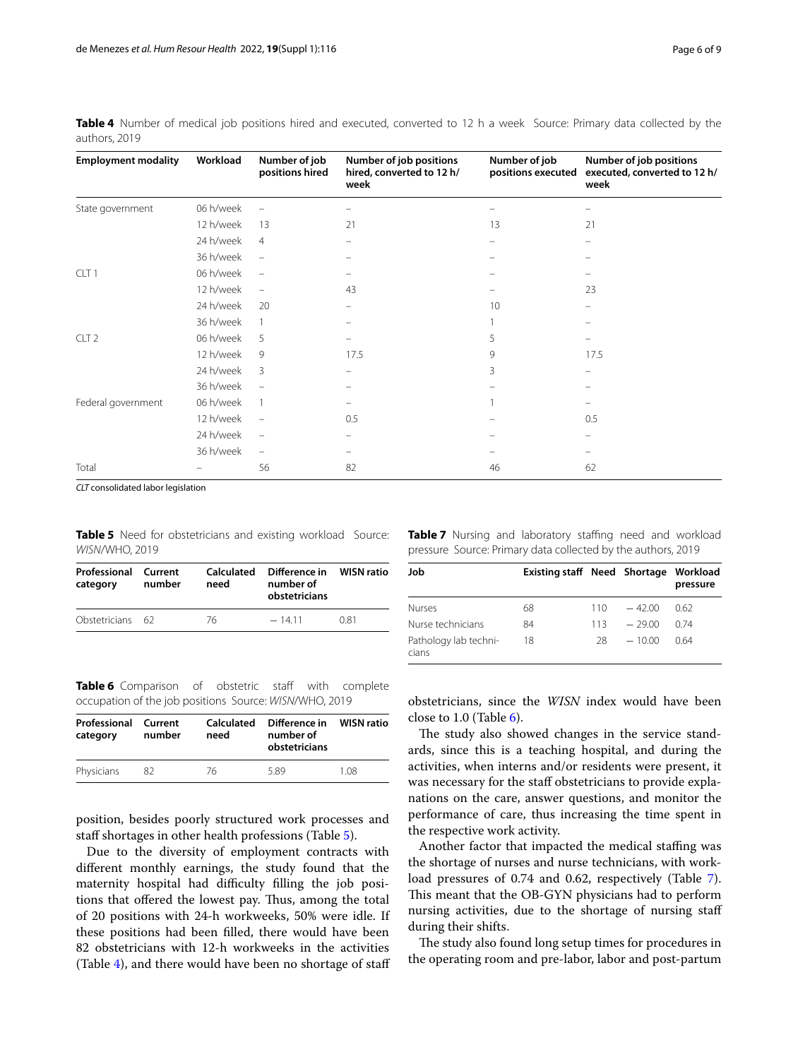**Table 4** Number of medical job positions hired and executed, converted to 12 h a week Source: Primary data collected by the authors, 2019

| Employment modality | Workload | Number of job positions hired | Number of job positions hired, converted to 12 h/week | Number of job positions executed | Number of job positions executed, converted to 12 h/week |
|---|---|---|---|---|---|
| State government | 06 h/week | – | – | – | – |
| | 12 h/week | 13 | 21 | 13 | 21 |
| | 24 h/week | 4 | – | – | – |
| | 36 h/week | – | – | – | – |
| CLT 1 | 06 h/week | – | – | – | – |
| | 12 h/week | – | 43 | – | 23 |
| | 24 h/week | 20 | – | 10 | – |
| | 36 h/week | 1 | – | 1 | – |
| CLT 2 | 06 h/week | 5 | – | 5 | – |
| | 12 h/week | 9 | 17.5 | 9 | 17.5 |
| | 24 h/week | 3 | – | 3 | – |
| | 36 h/week | – | – | – | – |
| Federal government | 06 h/week | 1 | – | 1 | – |
| | 12 h/week | – | 0.5 | – | 0.5 |
| | 24 h/week | – | – | – | – |
| | 36 h/week | – | – | – | – |
| Total | – | 56 | 82 | 46 | 62 |

*CLT* consolidated labor legislation

**Table 5** Need for obstetricians and existing workload Source: *WISN*/WHO, 2019

| Professional category | Current number | Calculated need | Difference in number of obstetricians | WISN ratio |
|---|---|---|---|---|
| Obstetricians | 62 | 76 | − 14.11 | 0.81 |

**Table 6** Comparison of obstetric staff with complete occupation of the job positions Source: *WISN*/WHO, 2019

| Professional category | Current number | Calculated need | Difference in number of obstetricians | WISN ratio |
|---|---|---|---|---|
| Physicians | 82 | 76 | 5.89 | 1.08 |

position, besides poorly structured work processes and staff shortages in other health professions (Table 5).

Due to the diversity of employment contracts with different monthly earnings, the study found that the maternity hospital had difficulty filling the job positions that offered the lowest pay. Thus, among the total of 20 positions with 24-h workweeks, 50% were idle. If these positions had been filled, there would have been 82 obstetricians with 12-h workweeks in the activities (Table 4), and there would have been no shortage of staff obstetricians, since the *WISN* index would have been close to 1.0 (Table 6).

**Table 7** Nursing and laboratory staffing need and workload pressure Source: Primary data collected by the authors, 2019

| Job | Existing staff | Need | Shortage | Workload pressure |
|---|---|---|---|---|
| Nurses | 68 | 110 | − 42.00 | 0.62 |
| Nurse technicians | 84 | 113 | − 29.00 | 0.74 |
| Pathology lab technicians | 18 | 28 | − 10.00 | 0.64 |

The study also showed changes in the service standards, since this is a teaching hospital, and during the activities, when interns and/or residents were present, it was necessary for the staff obstetricians to provide explanations on the care, answer questions, and monitor the performance of care, thus increasing the time spent in the respective work activity.

Another factor that impacted the medical staffing was the shortage of nurses and nurse technicians, with workload pressures of 0.74 and 0.62, respectively (Table 7). This meant that the OB-GYN physicians had to perform nursing activities, due to the shortage of nursing staff during their shifts.

The study also found long setup times for procedures in the operating room and pre-labor, labor and post-partum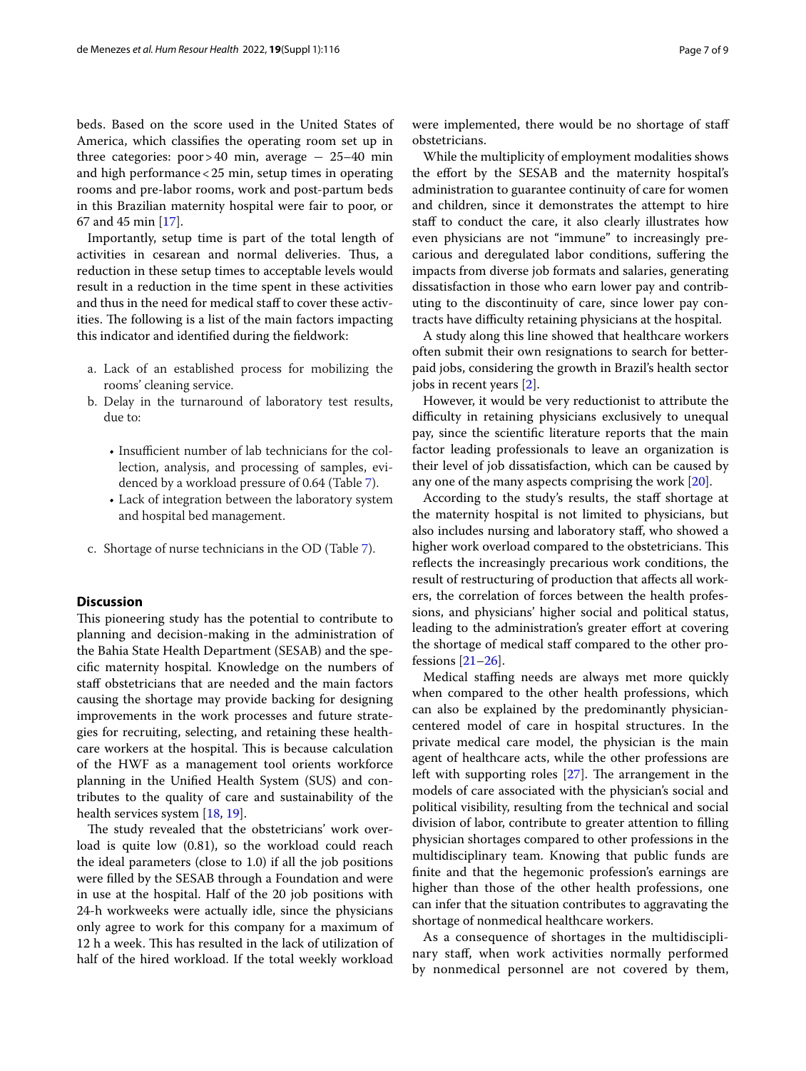beds. Based on the score used in the United States of America, which classifies the operating room set up in three categories: poor > 40 min, average − 25–40 min and high performance < 25 min, setup times in operating rooms and pre-labor rooms, work and post-partum beds in this Brazilian maternity hospital were fair to poor, or 67 and 45 min [17].

Importantly, setup time is part of the total length of activities in cesarean and normal deliveries. Thus, a reduction in these setup times to acceptable levels would result in a reduction in the time spent in these activities and thus in the need for medical staff to cover these activities. The following is a list of the main factors impacting this indicator and identified during the fieldwork:

a. Lack of an established process for mobilizing the rooms' cleaning service.
b. Delay in the turnaround of laboratory test results, due to:
   - Insufficient number of lab technicians for the collection, analysis, and processing of samples, evidenced by a workload pressure of 0.64 (Table 7).
   - Lack of integration between the laboratory system and hospital bed management.
c. Shortage of nurse technicians in the OD (Table 7).

## Discussion

This pioneering study has the potential to contribute to planning and decision-making in the administration of the Bahia State Health Department (SESAB) and the specific maternity hospital. Knowledge on the numbers of staff obstetricians that are needed and the main factors causing the shortage may provide backing for designing improvements in the work processes and future strategies for recruiting, selecting, and retaining these healthcare workers at the hospital. This is because calculation of the HWF as a management tool orients workforce planning in the Unified Health System (SUS) and contributes to the quality of care and sustainability of the health services system [18, 19].

The study revealed that the obstetricians' work overload is quite low (0.81), so the workload could reach the ideal parameters (close to 1.0) if all the job positions were filled by the SESAB through a Foundation and were in use at the hospital. Half of the 20 job positions with 24-h workweeks were actually idle, since the physicians only agree to work for this company for a maximum of 12 h a week. This has resulted in the lack of utilization of half of the hired workload. If the total weekly workload were implemented, there would be no shortage of staff obstetricians.

While the multiplicity of employment modalities shows the effort by the SESAB and the maternity hospital's administration to guarantee continuity of care for women and children, since it demonstrates the attempt to hire staff to conduct the care, it also clearly illustrates how even physicians are not "immune" to increasingly precarious and deregulated labor conditions, suffering the impacts from diverse job formats and salaries, generating dissatisfaction in those who earn lower pay and contributing to the discontinuity of care, since lower pay contracts have difficulty retaining physicians at the hospital.

A study along this line showed that healthcare workers often submit their own resignations to search for better-paid jobs, considering the growth in Brazil's health sector jobs in recent years [2].

However, it would be very reductionist to attribute the difficulty in retaining physicians exclusively to unequal pay, since the scientific literature reports that the main factor leading professionals to leave an organization is their level of job dissatisfaction, which can be caused by any one of the many aspects comprising the work [20].

According to the study's results, the staff shortage at the maternity hospital is not limited to physicians, but also includes nursing and laboratory staff, who showed a higher work overload compared to the obstetricians. This reflects the increasingly precarious work conditions, the result of restructuring of production that affects all workers, the correlation of forces between the health professions, and physicians' higher social and political status, leading to the administration's greater effort at covering the shortage of medical staff compared to the other professions [21–26].

Medical staffing needs are always met more quickly when compared to the other health professions, which can also be explained by the predominantly physician-centered model of care in hospital structures. In the private medical care model, the physician is the main agent of healthcare acts, while the other professions are left with supporting roles [27]. The arrangement in the models of care associated with the physician's social and political visibility, resulting from the technical and social division of labor, contribute to greater attention to filling physician shortages compared to other professions in the multidisciplinary team. Knowing that public funds are finite and that the hegemonic profession's earnings are higher than those of the other health professions, one can infer that the situation contributes to aggravating the shortage of nonmedical healthcare workers.

As a consequence of shortages in the multidisciplinary staff, when work activities normally performed by nonmedical personnel are not covered by them,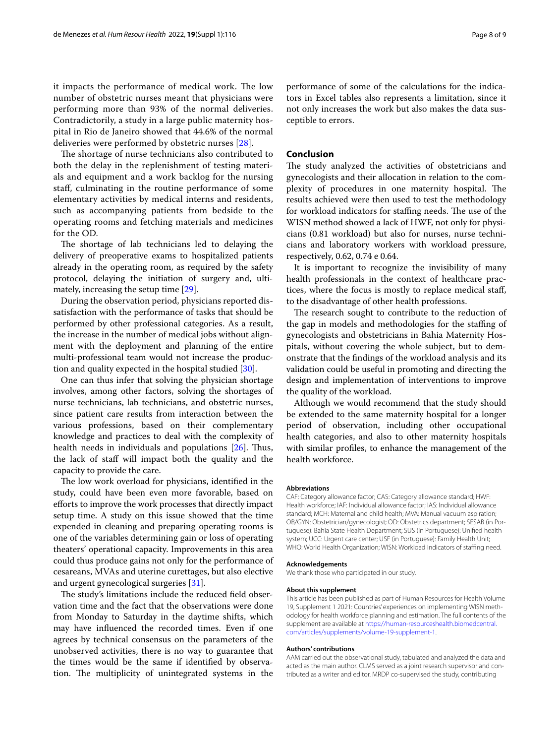it impacts the performance of medical work. The low number of obstetric nurses meant that physicians were performing more than 93% of the normal deliveries. Contradictorily, a study in a large public maternity hospital in Rio de Janeiro showed that 44.6% of the normal deliveries were performed by obstetric nurses [28].

The shortage of nurse technicians also contributed to both the delay in the replenishment of testing materials and equipment and a work backlog for the nursing staff, culminating in the routine performance of some elementary activities by medical interns and residents, such as accompanying patients from bedside to the operating rooms and fetching materials and medicines for the OD.

The shortage of lab technicians led to delaying the delivery of preoperative exams to hospitalized patients already in the operating room, as required by the safety protocol, delaying the initiation of surgery and, ultimately, increasing the setup time [29].

During the observation period, physicians reported dissatisfaction with the performance of tasks that should be performed by other professional categories. As a result, the increase in the number of medical jobs without alignment with the deployment and planning of the entire multi-professional team would not increase the production and quality expected in the hospital studied [30].

One can thus infer that solving the physician shortage involves, among other factors, solving the shortages of nurse technicians, lab technicians, and obstetric nurses, since patient care results from interaction between the various professions, based on their complementary knowledge and practices to deal with the complexity of health needs in individuals and populations [26]. Thus, the lack of staff will impact both the quality and the capacity to provide the care.

The low work overload for physicians, identified in the study, could have been even more favorable, based on efforts to improve the work processes that directly impact setup time. A study on this issue showed that the time expended in cleaning and preparing operating rooms is one of the variables determining gain or loss of operating theaters' operational capacity. Improvements in this area could thus produce gains not only for the performance of cesareans, MVAs and uterine curettages, but also elective and urgent gynecological surgeries [31].

The study's limitations include the reduced field observation time and the fact that the observations were done from Monday to Saturday in the daytime shifts, which may have influenced the recorded times. Even if one agrees by technical consensus on the parameters of the unobserved activities, there is no way to guarantee that the times would be the same if identified by observation. The multiplicity of unintegrated systems in the performance of some of the calculations for the indicators in Excel tables also represents a limitation, since it not only increases the work but also makes the data susceptible to errors.

## Conclusion

The study analyzed the activities of obstetricians and gynecologists and their allocation in relation to the complexity of procedures in one maternity hospital. The results achieved were then used to test the methodology for workload indicators for staffing needs. The use of the WISN method showed a lack of HWF, not only for physicians (0.81 workload) but also for nurses, nurse technicians and laboratory workers with workload pressure, respectively, 0.62, 0.74 e 0.64.

It is important to recognize the invisibility of many health professionals in the context of healthcare practices, where the focus is mostly to replace medical staff, to the disadvantage of other health professions.

The research sought to contribute to the reduction of the gap in models and methodologies for the staffing of gynecologists and obstetricians in Bahia Maternity Hospitals, without covering the whole subject, but to demonstrate that the findings of the workload analysis and its validation could be useful in promoting and directing the design and implementation of interventions to improve the quality of the workload.

Although we would recommend that the study should be extended to the same maternity hospital for a longer period of observation, including other occupational health categories, and also to other maternity hospitals with similar profiles, to enhance the management of the health workforce.

#### Abbreviations

CAF: Category allowance factor; CAS: Category allowance standard; HWF: Health workforce; IAF: Individual allowance factor; IAS: Individual allowance standard; MCH: Maternal and child health; MVA: Manual vacuum aspiration; OB/GYN: Obstetrician/gynecologist; OD: Obstetrics department; SESAB (in Portuguese): Bahia State Health Department; SUS (in Portuguese): Unified health system; UCC: Urgent care center; USF (in Portuguese): Family Health Unit; WHO: World Health Organization; WISN: Workload indicators of staffing need.

#### Acknowledgements

We thank those who participated in our study.

#### About this supplement

This article has been published as part of Human Resources for Health Volume 19, Supplement 1 2021: Countries' experiences on implementing WISN methodology for health workforce planning and estimation. The full contents of the supplement are available at https://human-resourceshealth.biomedcentral.com/articles/supplements/volume-19-supplement-1.

#### Authors' contributions

AAM carried out the observational study, tabulated and analyzed the data and acted as the main author. CLMS served as a joint research supervisor and contributed as a writer and editor. MRDP co-supervised the study, contributing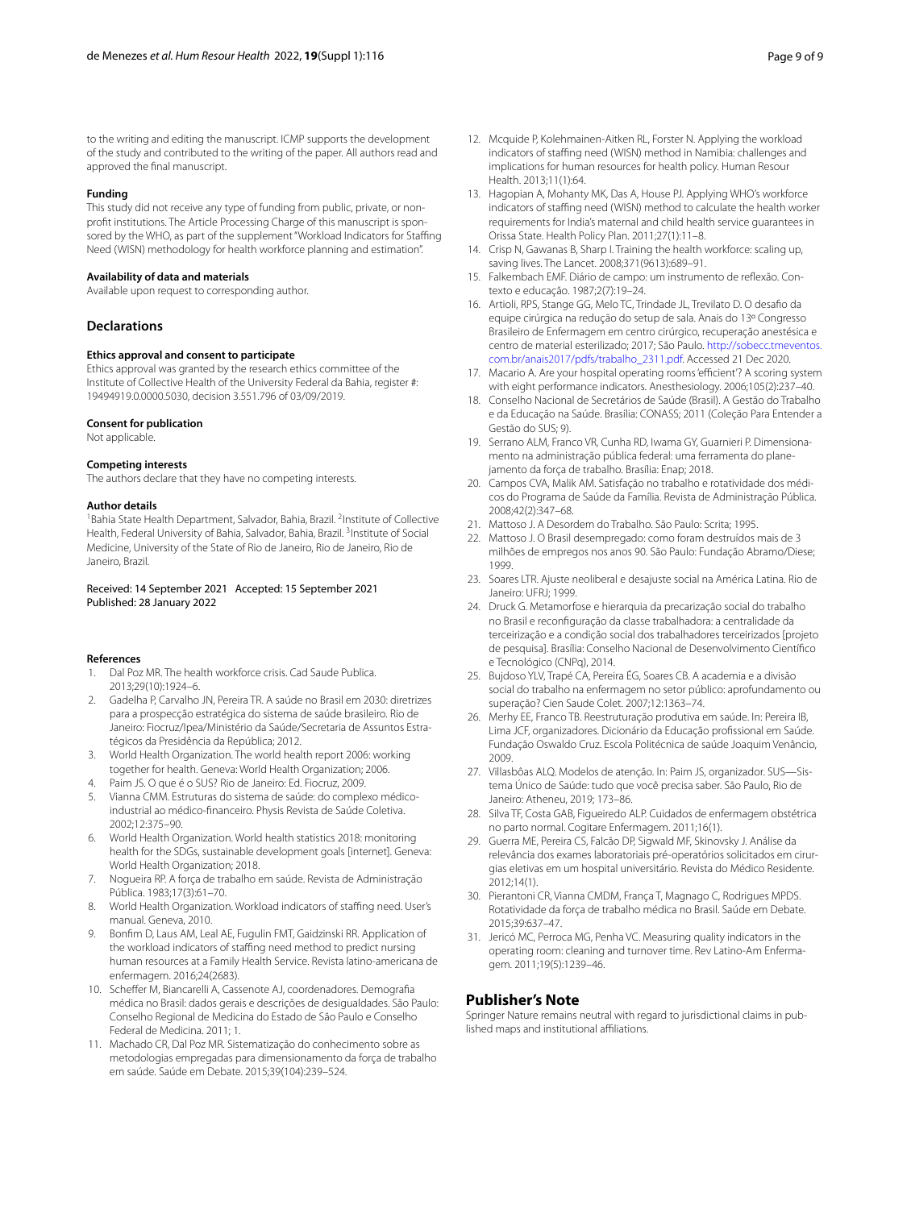to the writing and editing the manuscript. ICMP supports the development of the study and contributed to the writing of the paper. All authors read and approved the final manuscript.

### Funding
This study did not receive any type of funding from public, private, or non-profit institutions. The Article Processing Charge of this manuscript is sponsored by the WHO, as part of the supplement "Workload Indicators for Staffing Need (WISN) methodology for health workforce planning and estimation".

### Availability of data and materials
Available upon request to corresponding author.

## Declarations

### Ethics approval and consent to participate
Ethics approval was granted by the research ethics committee of the Institute of Collective Health of the University Federal da Bahia, register #: 19494919.0.0000.5030, decision 3.551.796 of 03/09/2019.

### Consent for publication
Not applicable.

### Competing interests
The authors declare that they have no competing interests.

### Author details
[1]Bahia State Health Department, Salvador, Bahia, Brazil. [2]Institute of Collective Health, Federal University of Bahia, Salvador, Bahia, Brazil. [3]Institute of Social Medicine, University of the State of Rio de Janeiro, Rio de Janeiro, Rio de Janeiro, Brazil.

Received: 14 September 2021 Accepted: 15 September 2021
Published: 28 January 2022

### References
1. Dal Poz MR. The health workforce crisis. Cad Saude Publica. 2013;29(10):1924–6.
2. Gadelha P, Carvalho JN, Pereira TR. A saúde no Brasil em 2030: diretrizes para a prospecção estratégica do sistema de saúde brasileiro. Rio de Janeiro: Fiocruz/Ipea/Ministério da Saúde/Secretaria de Assuntos Estratégicos da Presidência da República; 2012.
3. World Health Organization. The world health report 2006: working together for health. Geneva: World Health Organization; 2006.
4. Paim JS. O que é o SUS? Rio de Janeiro: Ed. Fiocruz, 2009.
5. Vianna CMM. Estruturas do sistema de saúde: do complexo médico-industrial ao médico-financeiro. Physis Revista de Saúde Coletiva. 2002;12:375–90.
6. World Health Organization. World health statistics 2018: monitoring health for the SDGs, sustainable development goals [internet]. Geneva: World Health Organization; 2018.
7. Nogueira RP. A força de trabalho em saúde. Revista de Administração Pública. 1983;17(3):61–70.
8. World Health Organization. Workload indicators of staffing need. User's manual. Geneva, 2010.
9. Bonfim D, Laus AM, Leal AE, Fugulin FMT, Gaidzinski RR. Application of the workload indicators of staffing need method to predict nursing human resources at a Family Health Service. Revista latino-americana de enfermagem. 2016;24(2683).
10. Scheffer M, Biancarelli A, Cassenote AJ, coordenadores. Demografia médica no Brasil: dados gerais e descrições de desigualdades. São Paulo: Conselho Regional de Medicina do Estado de São Paulo e Conselho Federal de Medicina. 2011; 1.
11. Machado CR, Dal Poz MR. Sistematização do conhecimento sobre as metodologias empregadas para dimensionamento da força de trabalho em saúde. Saúde em Debate. 2015;39(104):239–524.
12. Mcquide P, Kolehmainen-Aitken RL, Forster N. Applying the workload indicators of staffing need (WISN) method in Namibia: challenges and implications for human resources for health policy. Human Resour Health. 2013;11(1):64.
13. Hagopian A, Mohanty MK, Das A, House PJ. Applying WHO's workforce indicators of staffing need (WISN) method to calculate the health worker requirements for India's maternal and child health service guarantees in Orissa State. Health Policy Plan. 2011;27(1):11–8.
14. Crisp N, Gawanas B, Sharp I. Training the health workforce: scaling up, saving lives. The Lancet. 2008;371(9613):689–91.
15. Falkembach EMF. Diário de campo: um instrumento de reflexão. Contexto e educação. 1987;2(7):19–24.
16. Artioli, RPS, Stange GG, Melo TC, Trindade JL, Trevilato D. O desafio da equipe cirúrgica na redução do setup de sala. Anais do 13º Congresso Brasileiro de Enfermagem em centro cirúrgico, recuperação anestésica e centro de material esterilizado; 2017; São Paulo. http://sobecc.tmeventos.com.br/anais2017/pdfs/trabalho_2311.pdf. Accessed 21 Dec 2020.
17. Macario A. Are your hospital operating rooms 'efficient'? A scoring system with eight performance indicators. Anesthesiology. 2006;105(2):237–40.
18. Conselho Nacional de Secretários de Saúde (Brasil). A Gestão do Trabalho e da Educação na Saúde. Brasília: CONASS; 2011 (Coleção Para Entender a Gestão do SUS; 9).
19. Serrano ALM, Franco VR, Cunha RD, Iwama GY, Guarnieri P. Dimensionamento na administração pública federal: uma ferramenta do planejamento da força de trabalho. Brasília: Enap; 2018.
20. Campos CVA, Malik AM. Satisfação no trabalho e rotatividade dos médicos do Programa de Saúde da Família. Revista de Administração Pública. 2008;42(2):347–68.
21. Mattoso J. A Desordem do Trabalho. São Paulo: Scrita; 1995.
22. Mattoso J. O Brasil desempregado: como foram destruídos mais de 3 milhões de empregos nos anos 90. São Paulo: Fundação Abramo/Diese; 1999.
23. Soares LTR. Ajuste neoliberal e desajuste social na América Latina. Rio de Janeiro: UFRJ; 1999.
24. Druck G. Metamorfose e hierarquia da precarização social do trabalho no Brasil e reconfiguração da classe trabalhadora: a centralidade da terceirização e a condição social dos trabalhadores terceirizados [projeto de pesquisa]. Brasília: Conselho Nacional de Desenvolvimento Científico e Tecnológico (CNPq), 2014.
25. Bujdoso YLV, Trapé CA, Pereira ÉG, Soares CB. A academia e a divisão social do trabalho na enfermagem no setor público: aprofundamento ou superação? Cien Saude Colet. 2007;12:1363–74.
26. Merhy EE, Franco TB. Reestruturação produtiva em saúde. In: Pereira IB, Lima JCF, organizadores. Dicionário da Educação profissional em Saúde. Fundação Oswaldo Cruz. Escola Politécnica de saúde Joaquim Venâncio, 2009.
27. Villasbôas ALQ. Modelos de atenção. In: Paim JS, organizador. SUS—Sistema Único de Saúde: tudo que você precisa saber. São Paulo, Rio de Janeiro: Atheneu, 2019; 173–86.
28. Silva TF, Costa GAB, Figueiredo ALP. Cuidados de enfermagem obstétrica no parto normal. Cogitare Enfermagem. 2011;16(1).
29. Guerra ME, Pereira CS, Falcão DP, Sigwald MF, Skinovsky J. Análise da relevância dos exames laboratoriais pré-operatórios solicitados em cirurgias eletivas em um hospital universitário. Revista do Médico Residente. 2012;14(1).
30. Pierantoni CR, Vianna CMDM, França T, Magnago C, Rodrigues MPDS. Rotatividade da força de trabalho médica no Brasil. Saúde em Debate. 2015;39:637–47.
31. Jericó MC, Perroca MG, Penha VC. Measuring quality indicators in the operating room: cleaning and turnover time. Rev Latino-Am Enfermagem. 2011;19(5):1239–46.

## Publisher's Note
Springer Nature remains neutral with regard to jurisdictional claims in published maps and institutional affiliations.